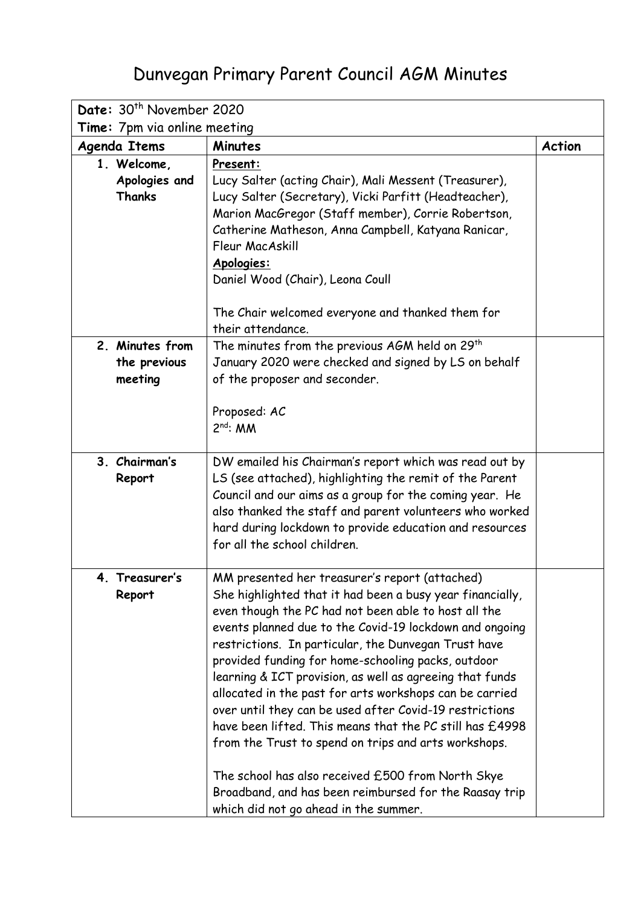# Dunvegan Primary Parent Council AGM Minutes

| Date: 30th November 2020 | | |
|---|---|---|
| **Time:** 7pm via online meeting | | |
| **Agenda Items** | **Minutes** | **Action** |
| 1. **Welcome, Apologies and Thanks** | **Present:**<br>Lucy Salter (acting Chair), Mali Messent (Treasurer), Lucy Salter (Secretary), Vicki Parfitt (Headteacher), Marion MacGregor (Staff member), Corrie Robertson, Catherine Matheson, Anna Campbell, Katyana Ranicar, Fleur MacAskill<br>**Apologies:**<br>Daniel Wood (Chair), Leona Coull<br><br>The Chair welcomed everyone and thanked them for their attendance. | |
| 2. **Minutes from the previous meeting** | The minutes from the previous AGM held on 29th January 2020 were checked and signed by LS on behalf of the proposer and seconder.<br><br>Proposed: AC<br>2nd: MM | |
| 3. **Chairman's Report** | DW emailed his Chairman's report which was read out by LS (see attached), highlighting the remit of the Parent Council and our aims as a group for the coming year. He also thanked the staff and parent volunteers who worked hard during lockdown to provide education and resources for all the school children. | |
| 4. **Treasurer's Report** | MM presented her treasurer's report (attached)<br>She highlighted that it had been a busy year financially, even though the PC had not been able to host all the events planned due to the Covid-19 lockdown and ongoing restrictions. In particular, the Dunvegan Trust have provided funding for home-schooling packs, outdoor learning & ICT provision, as well as agreeing that funds allocated in the past for arts workshops can be carried over until they can be used after Covid-19 restrictions have been lifted. This means that the PC still has £4998 from the Trust to spend on trips and arts workshops.<br><br>The school has also received £500 from North Skye Broadband, and has been reimbursed for the Raasay trip which did not go ahead in the summer. | |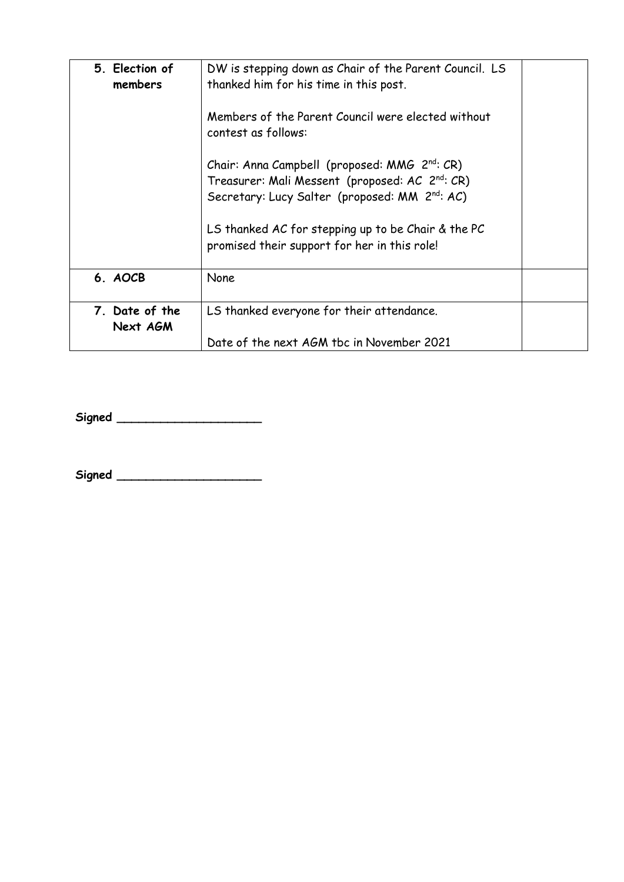| | | |
|---|---|---|
| **5. Election of members** | DW is stepping down as Chair of the Parent Council. LS thanked him for his time in this post.<br><br>Members of the Parent Council were elected without contest as follows:<br><br>Chair: Anna Campbell (proposed: MMG 2nd: CR)<br>Treasurer: Mali Messent (proposed: AC 2nd: CR)<br>Secretary: Lucy Salter (proposed: MM 2nd: AC)<br><br>LS thanked AC for stepping up to be Chair & the PC promised their support for her in this role! | |
| **6. AOCB** | None | |
| **7. Date of the Next AGM** | LS thanked everyone for their attendance.<br><br>Date of the next AGM tbc in November 2021 | |

**Signed ____________________**

**Signed ____________________**